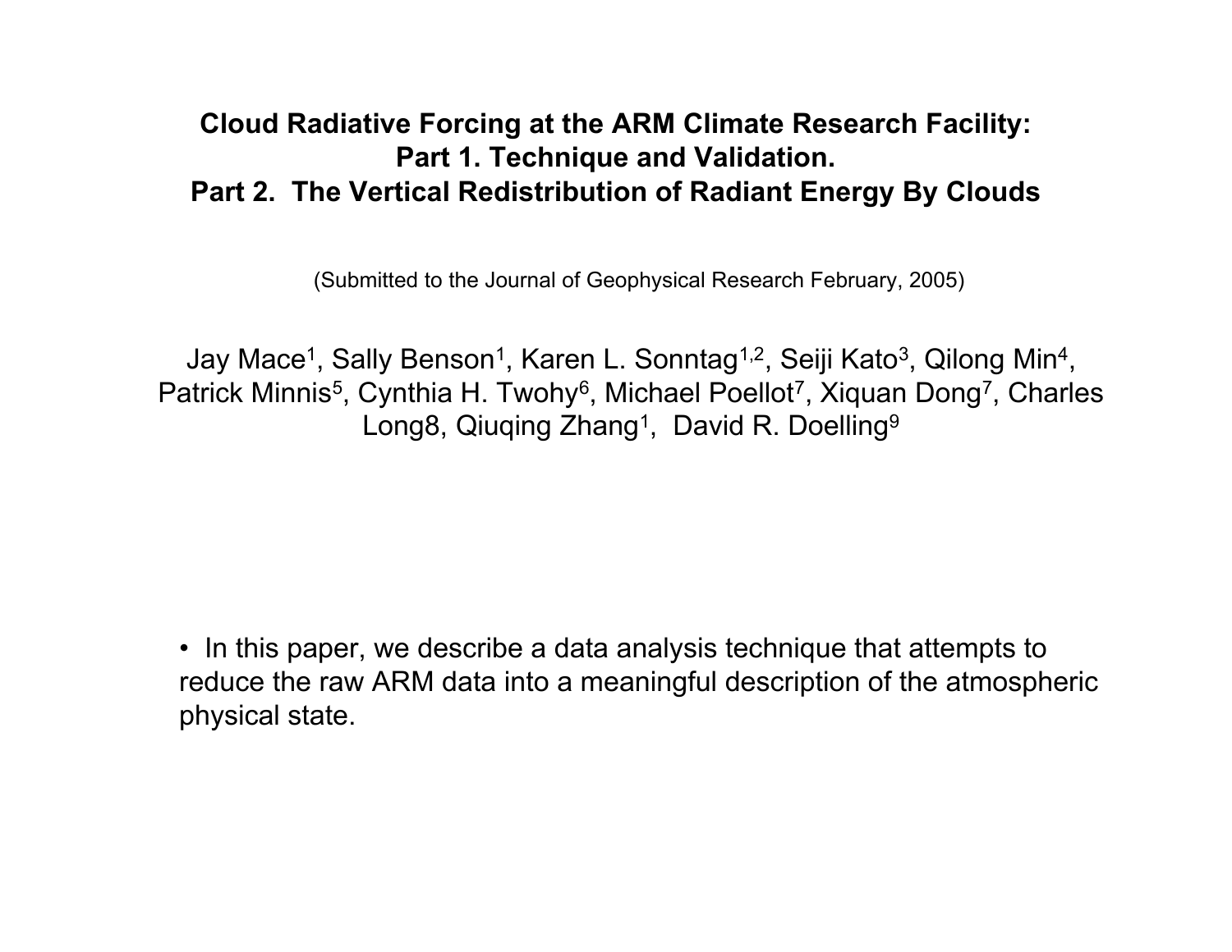# Cloud Radiative Forcing at the ARM Climate Research Facility: Part 1. Technique and Validation. Part 2. The Vertical Redistribution of Radiant Energy By Clouds

(Submitted to the Journal of Geophysical Research February, 2005)

Jay Mace[1], Sally Benson[1], Karen L. Sonntag[1,2], Seiji Kato[3], Qilong Min[4], Patrick Minnis[5], Cynthia H. Twohy[6], Michael Poellot[7], Xiquan Dong[7], Charles Long8, Qiuqing Zhang[1], David R. Doelling[9]

- In this paper, we describe a data analysis technique that attempts to reduce the raw ARM data into a meaningful description of the atmospheric physical state.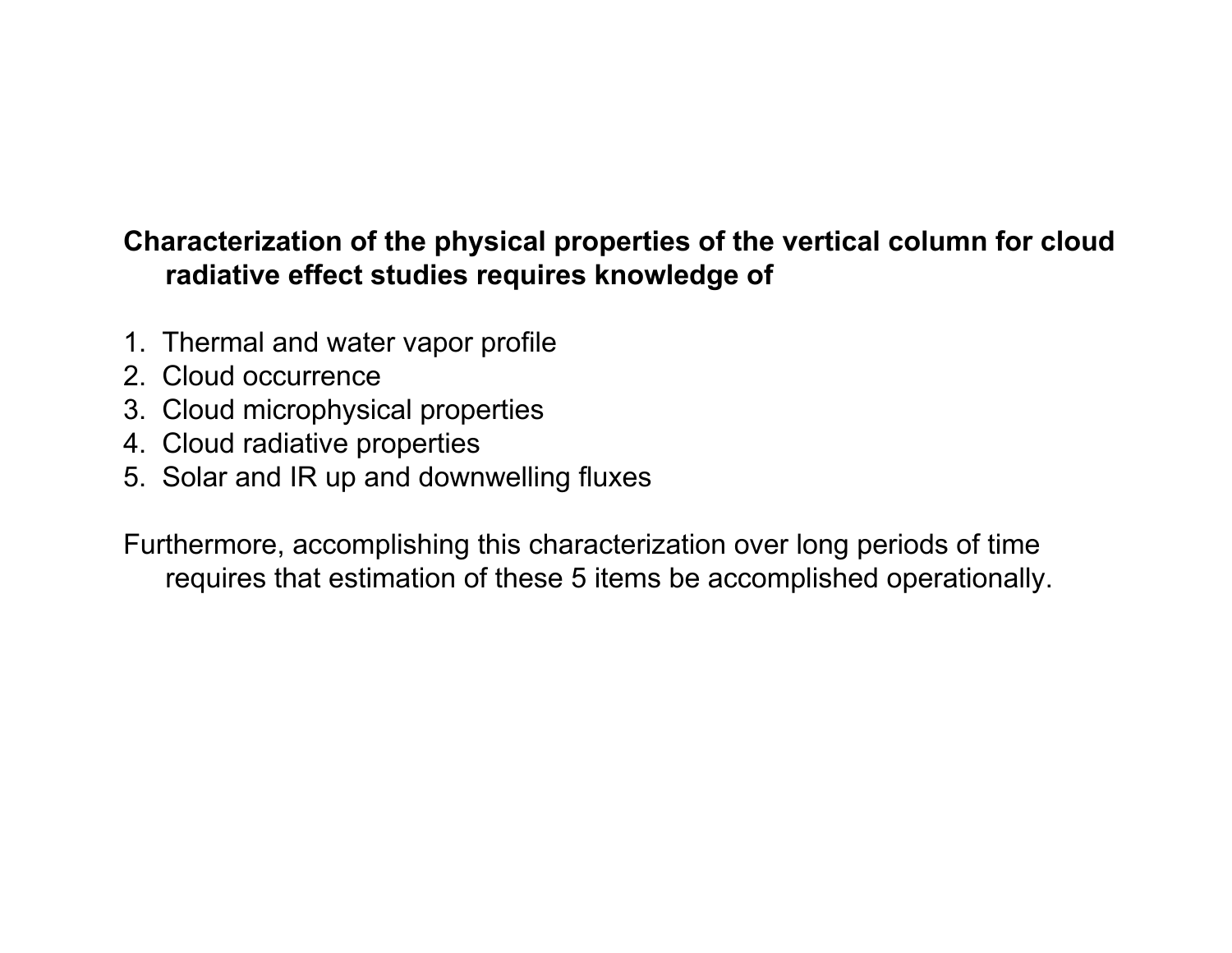**Characterization of the physical properties of the vertical column for cloud radiative effect studies requires knowledge of**

1. Thermal and water vapor profile
2. Cloud occurrence
3. Cloud microphysical properties
4. Cloud radiative properties
5. Solar and IR up and downwelling fluxes

Furthermore, accomplishing this characterization over long periods of time requires that estimation of these 5 items be accomplished operationally.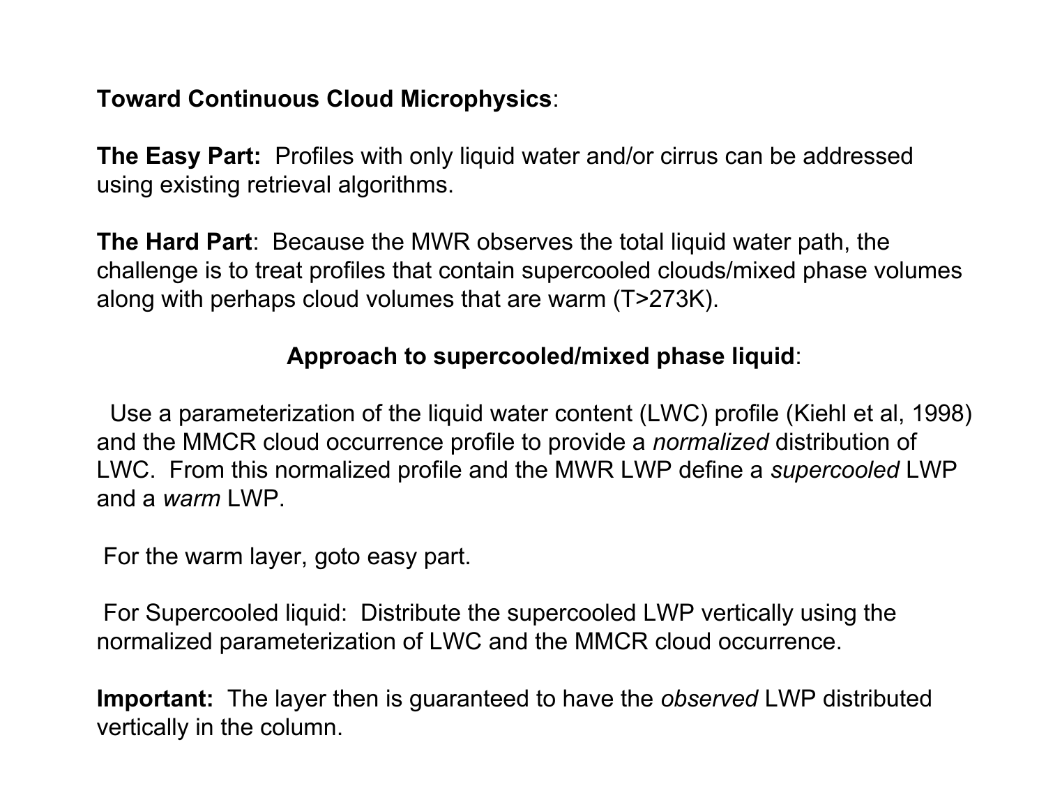**Toward Continuous Cloud Microphysics**:

**The Easy Part:** Profiles with only liquid water and/or cirrus can be addressed using existing retrieval algorithms.

**The Hard Part**: Because the MWR observes the total liquid water path, the challenge is to treat profiles that contain supercooled clouds/mixed phase volumes along with perhaps cloud volumes that are warm (T>273K).

**Approach to supercooled/mixed phase liquid**:

Use a parameterization of the liquid water content (LWC) profile (Kiehl et al, 1998) and the MMCR cloud occurrence profile to provide a *normalized* distribution of LWC. From this normalized profile and the MWR LWP define a *supercooled* LWP and a *warm* LWP.

For the warm layer, goto easy part.

For Supercooled liquid: Distribute the supercooled LWP vertically using the normalized parameterization of LWC and the MMCR cloud occurrence.

**Important:** The layer then is guaranteed to have the *observed* LWP distributed vertically in the column.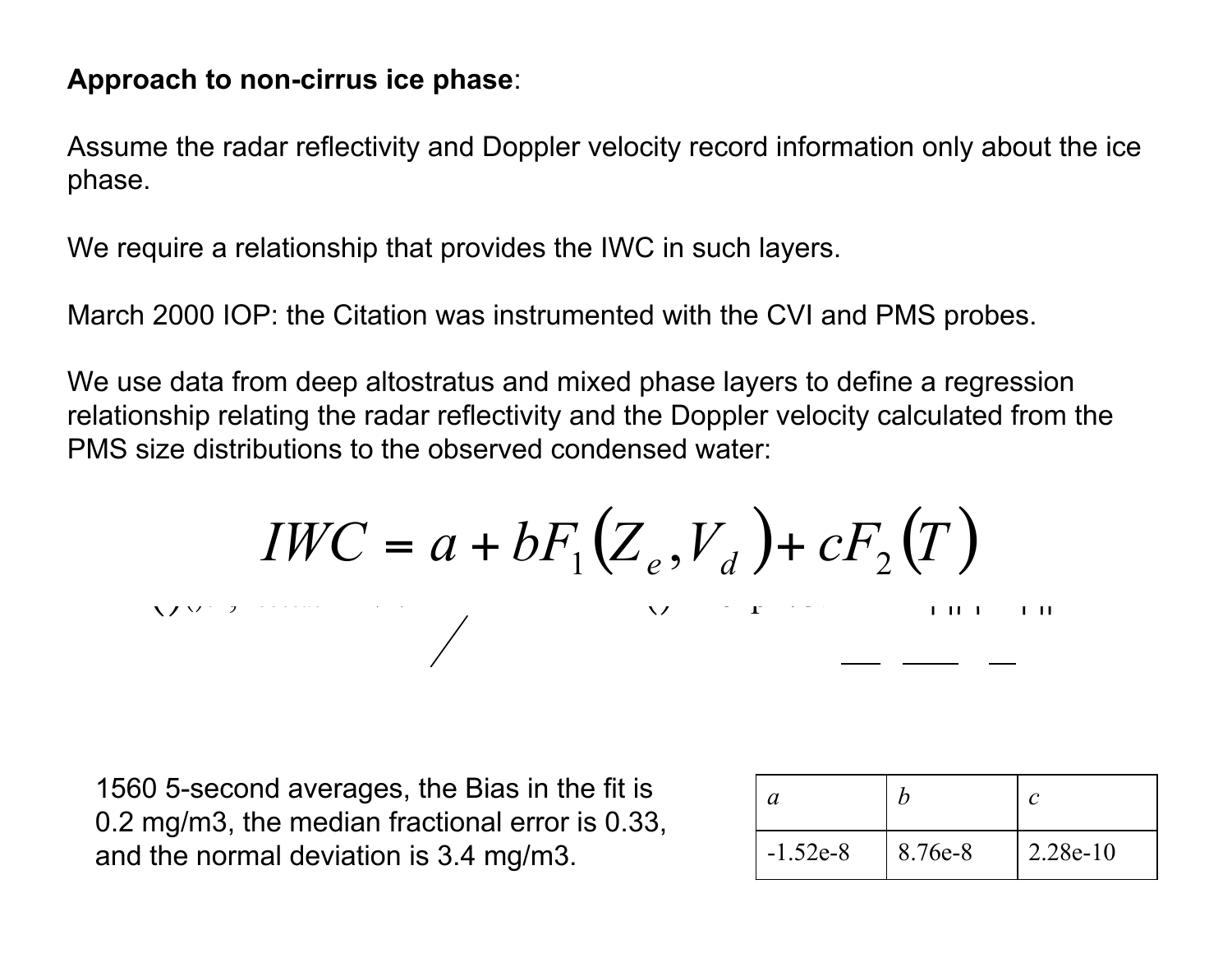**Approach to non-cirrus ice phase**:

Assume the radar reflectivity and Doppler velocity record information only about the ice phase.

We require a relationship that provides the IWC in such layers.

March 2000 IOP: the Citation was instrumented with the CVI and PMS probes.

We use data from deep altostratus and mixed phase layers to define a regression relationship relating the radar reflectivity and the Doppler velocity calculated from the PMS size distributions to the observed condensed water:

$$IWC = a + bF_1\left(Z_e, V_d\right) + cF_2\left(T\right)$$

1560 5-second averages, the Bias in the fit is 0.2 mg/m3, the median fractional error is 0.33, and the normal deviation is 3.4 mg/m3.

| $a$ | $b$ | $c$ |
|---|---|---|
| -1.52e-8 | 8.76e-8 | 2.28e-10 |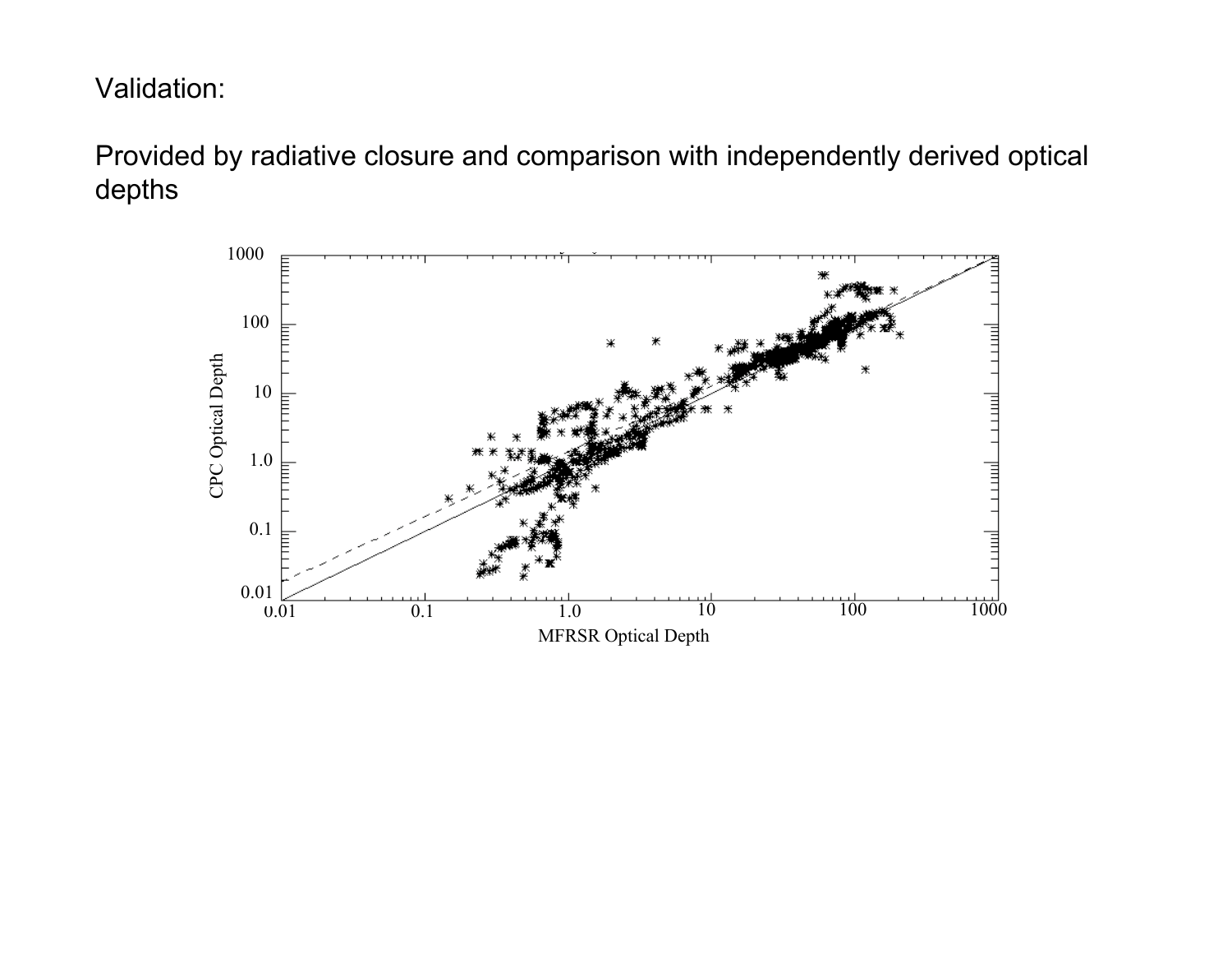Validation:

Provided by radiative closure and comparison with independently derived optical depths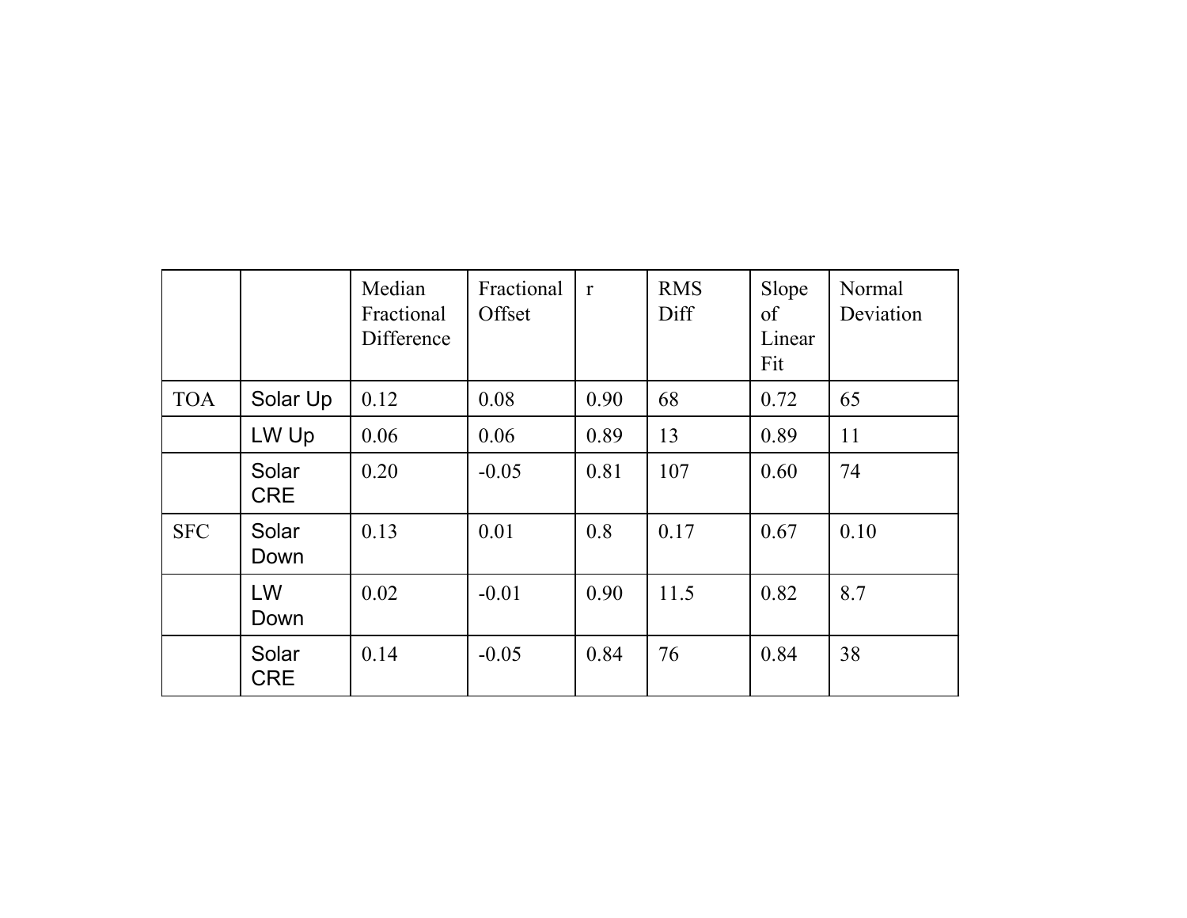| | | Median Fractional Difference | Fractional Offset | r | RMS Diff | Slope of Linear Fit | Normal Deviation |
|---|---|---|---|---|---|---|---|
| TOA | Solar Up | 0.12 | 0.08 | 0.90 | 68 | 0.72 | 65 |
| | LW Up | 0.06 | 0.06 | 0.89 | 13 | 0.89 | 11 |
| | Solar CRE | 0.20 | -0.05 | 0.81 | 107 | 0.60 | 74 |
| SFC | Solar Down | 0.13 | 0.01 | 0.8 | 0.17 | 0.67 | 0.10 |
| | LW Down | 0.02 | -0.01 | 0.90 | 11.5 | 0.82 | 8.7 |
| | Solar CRE | 0.14 | -0.05 | 0.84 | 76 | 0.84 | 38 |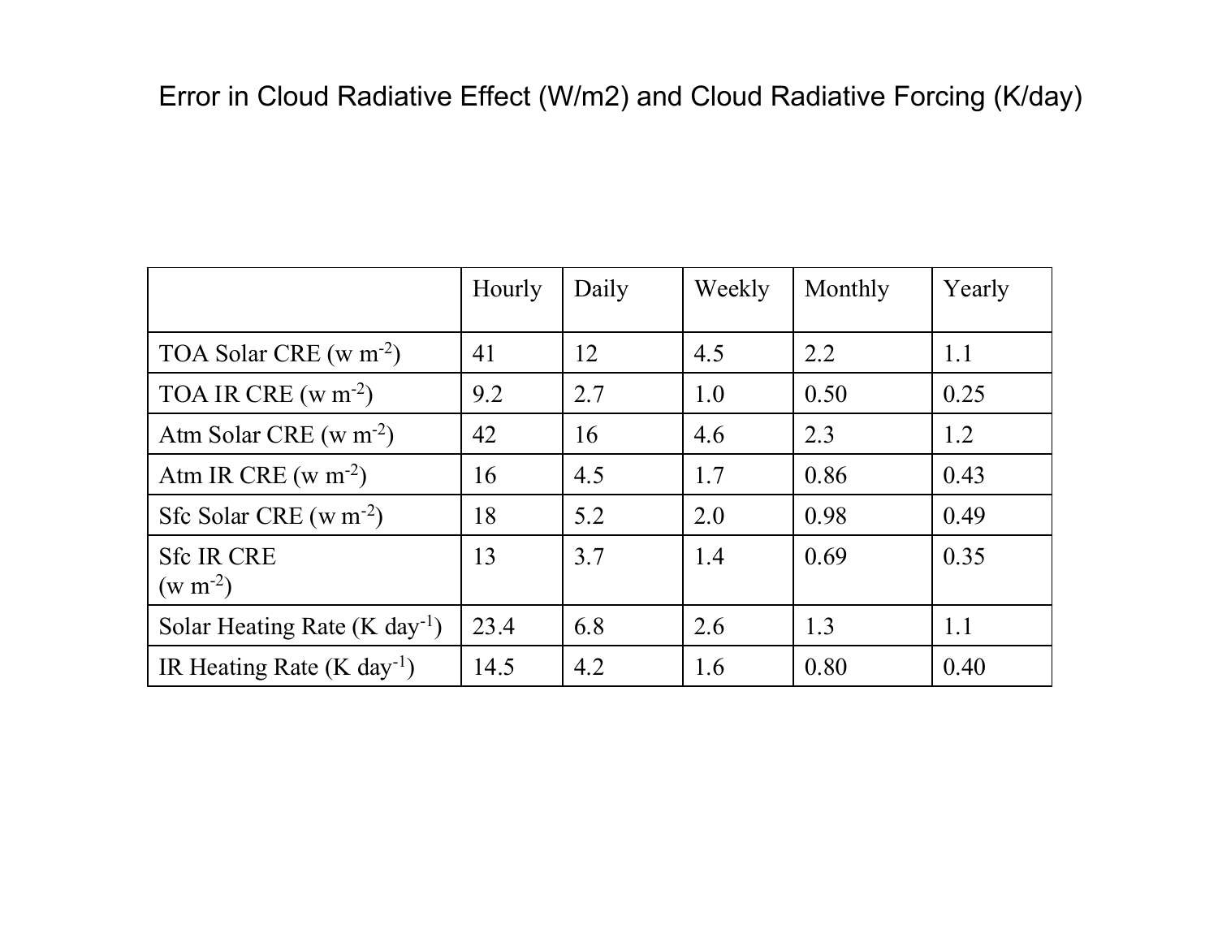# Error in Cloud Radiative Effect (W/m2) and Cloud Radiative Forcing (K/day)

| | Hourly | Daily | Weekly | Monthly | Yearly |
|---|---|---|---|---|---|
| TOA Solar CRE (w $m^{-2}$) | 41 | 12 | 4.5 | 2.2 | 1.1 |
| TOA IR CRE (w $m^{-2}$) | 9.2 | 2.7 | 1.0 | 0.50 | 0.25 |
| Atm Solar CRE (w $m^{-2}$) | 42 | 16 | 4.6 | 2.3 | 1.2 |
| Atm IR CRE (w $m^{-2}$) | 16 | 4.5 | 1.7 | 0.86 | 0.43 |
| Sfc Solar CRE (w $m^{-2}$) | 18 | 5.2 | 2.0 | 0.98 | 0.49 |
| Sfc IR CRE (w $m^{-2}$) | 13 | 3.7 | 1.4 | 0.69 | 0.35 |
| Solar Heating Rate (K $day^{-1}$) | 23.4 | 6.8 | 2.6 | 1.3 | 1.1 |
| IR Heating Rate (K $day^{-1}$) | 14.5 | 4.2 | 1.6 | 0.80 | 0.40 |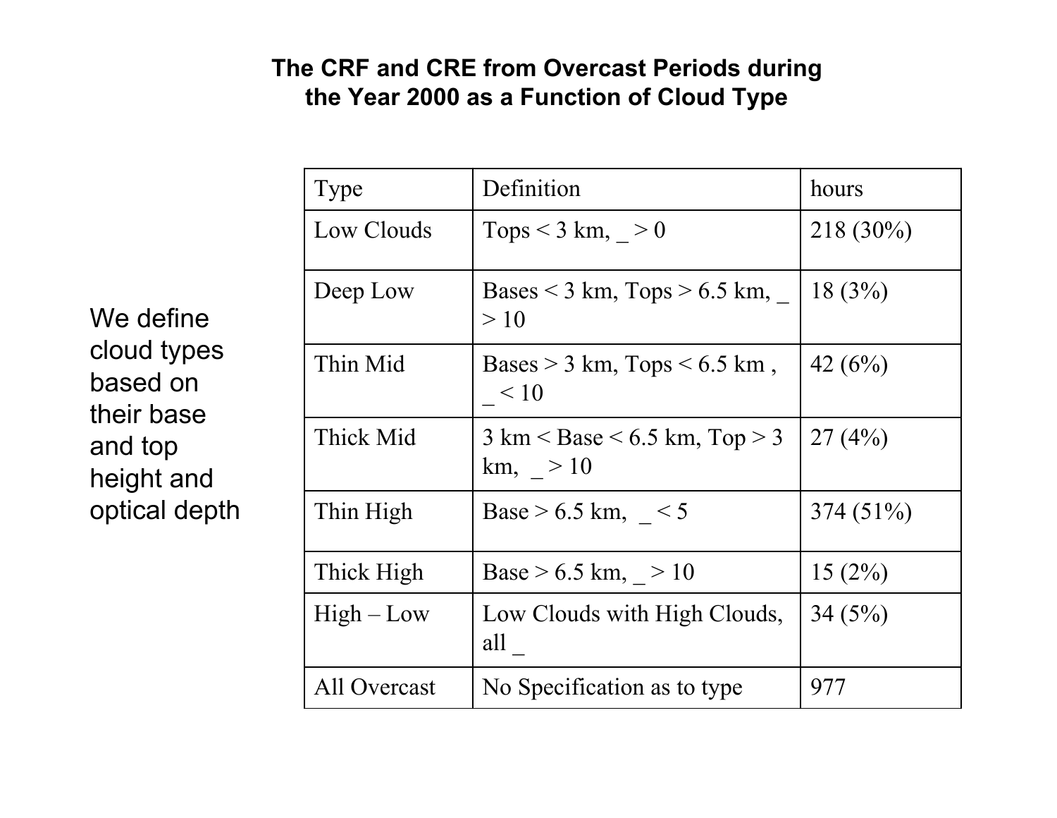# The CRF and CRE from Overcast Periods during the Year 2000 as a Function of Cloud Type

We define cloud types based on their base and top height and optical depth

| Type | Definition | hours |
|---|---|---|
| Low Clouds | Tops < 3 km, _ > 0 | 218 (30%) |
| Deep Low | Bases < 3 km, Tops > 6.5 km, _ > 10 | 18 (3%) |
| Thin Mid | Bases > 3 km, Tops < 6.5 km , _ < 10 | 42 (6%) |
| Thick Mid | 3 km < Base < 6.5 km, Top > 3 km, _ > 10 | 27 (4%) |
| Thin High | Base > 6.5 km, _ < 5 | 374 (51%) |
| Thick High | Base > 6.5 km, _ > 10 | 15 (2%) |
| High – Low | Low Clouds with High Clouds, all _ | 34 (5%) |
| All Overcast | No Specification as to type | 977 |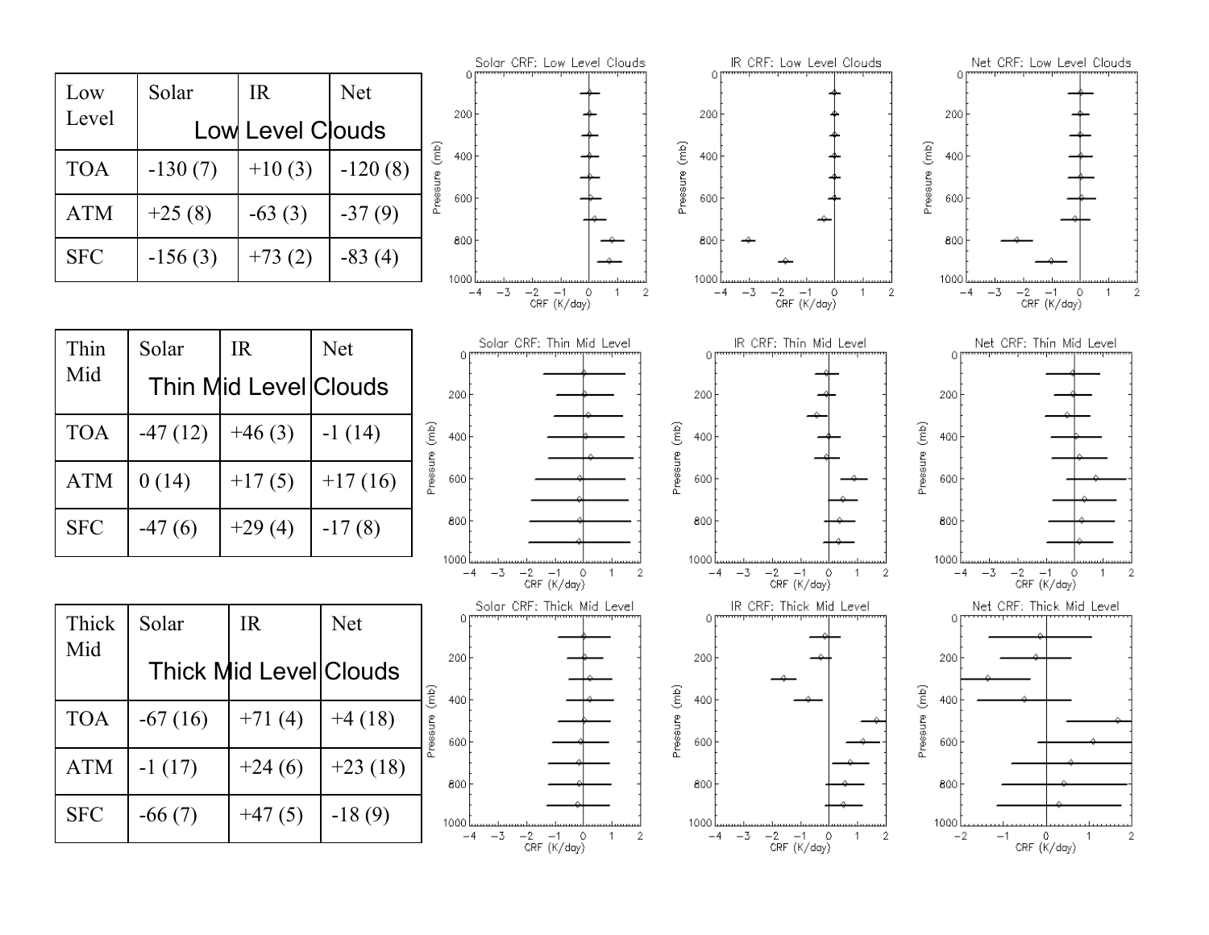## Low Level Clouds

| Low Level | Solar | IR | Net |
|---|---|---|---|
| TOA | -130 (7) | +10 (3) | -120 (8) |
| ATM | +25 (8) | -63 (3) | -37 (9) |
| SFC | -156 (3) | +73 (2) | -83 (4) |

## Thin Mid Level Clouds

| Thin Mid | Solar | IR | Net |
|---|---|---|---|
| TOA | -47 (12) | +46 (3) | -1 (14) |
| ATM | 0 (14) | +17 (5) | +17 (16) |
| SFC | -47 (6) | +29 (4) | -17 (8) |

## Thick Mid Level Clouds

| Thick Mid | Solar | IR | Net |
|---|---|---|---|
| TOA | -67 (16) | +71 (4) | +4 (18) |
| ATM | -1 (17) | +24 (6) | +23 (18) |
| SFC | -66 (7) | +47 (5) | -18 (9) |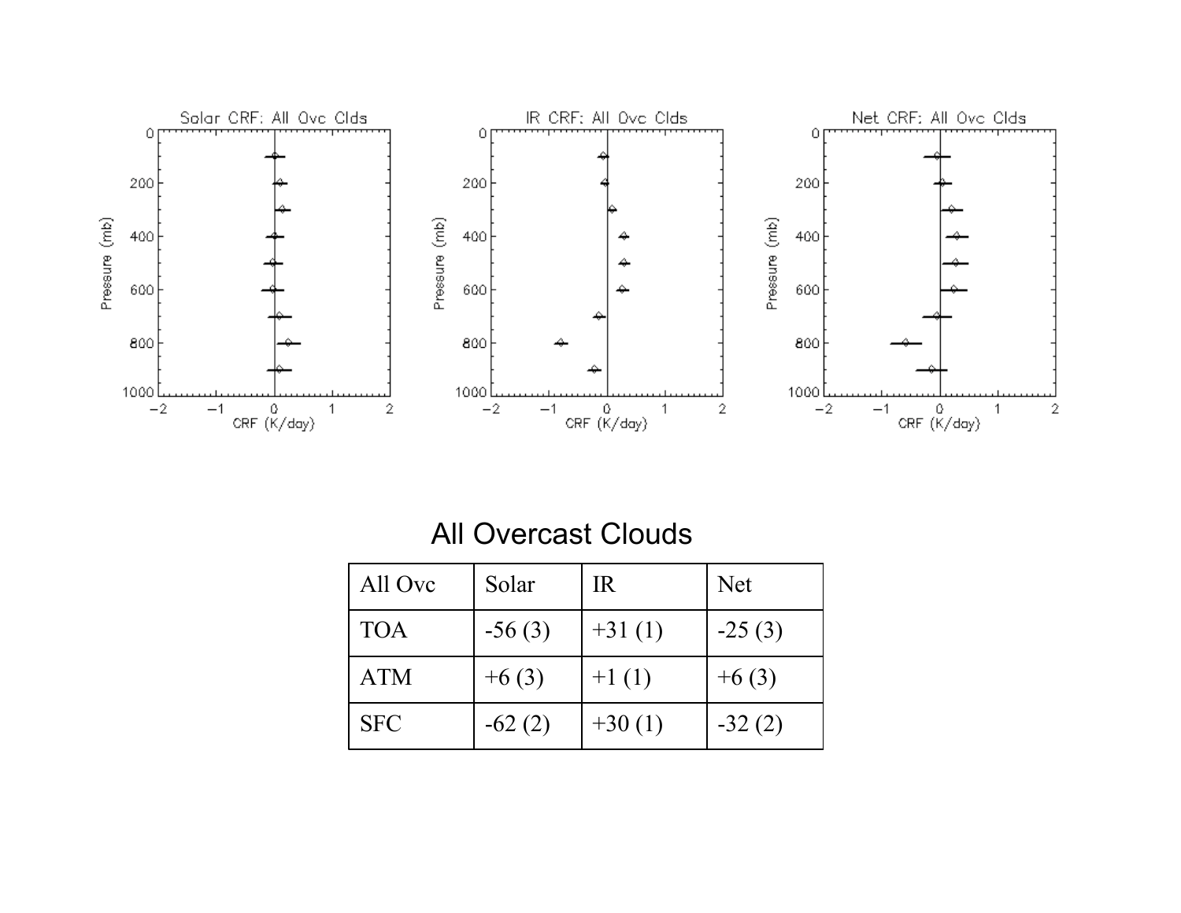## All Overcast Clouds

| All Ovc | Solar | IR | Net |
|---|---|---|---|
| TOA | -56 (3) | +31 (1) | -25 (3) |
| ATM | +6 (3) | +1 (1) | +6 (3) |
| SFC | -62 (2) | +30 (1) | -32 (2) |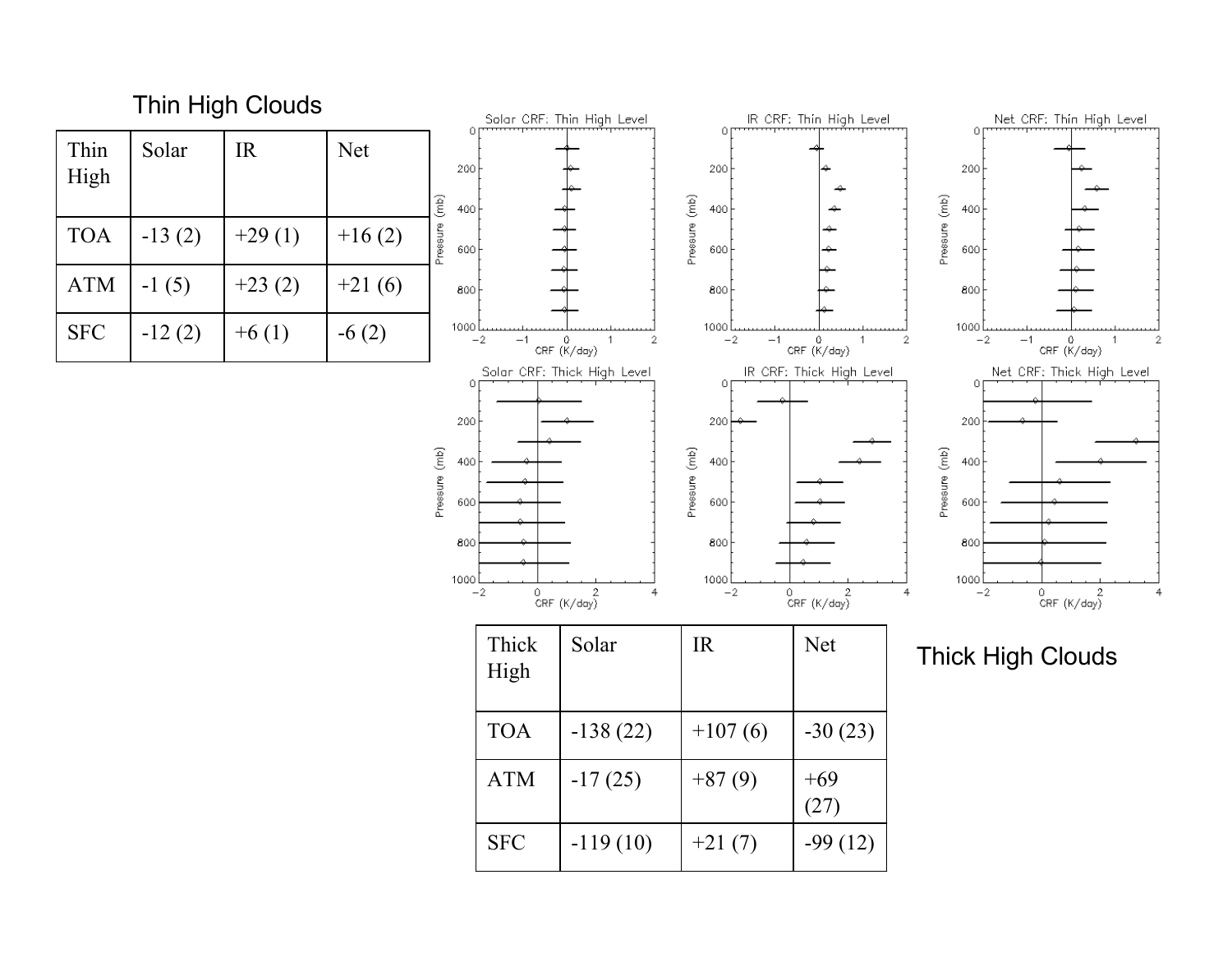## Thin High Clouds

| Thin High | Solar | IR | Net |
|---|---|---|---|
| TOA | -13 (2) | +29 (1) | +16 (2) |
| ATM | -1 (5) | +23 (2) | +21 (6) |
| SFC | -12 (2) | +6 (1) | -6 (2) |

## Thick High Clouds

| Thick High | Solar | IR | Net |
|---|---|---|---|
| TOA | -138 (22) | +107 (6) | -30 (23) |
| ATM | -17 (25) | +87 (9) | +69 (27) |
| SFC | -119 (10) | +21 (7) | -99 (12) |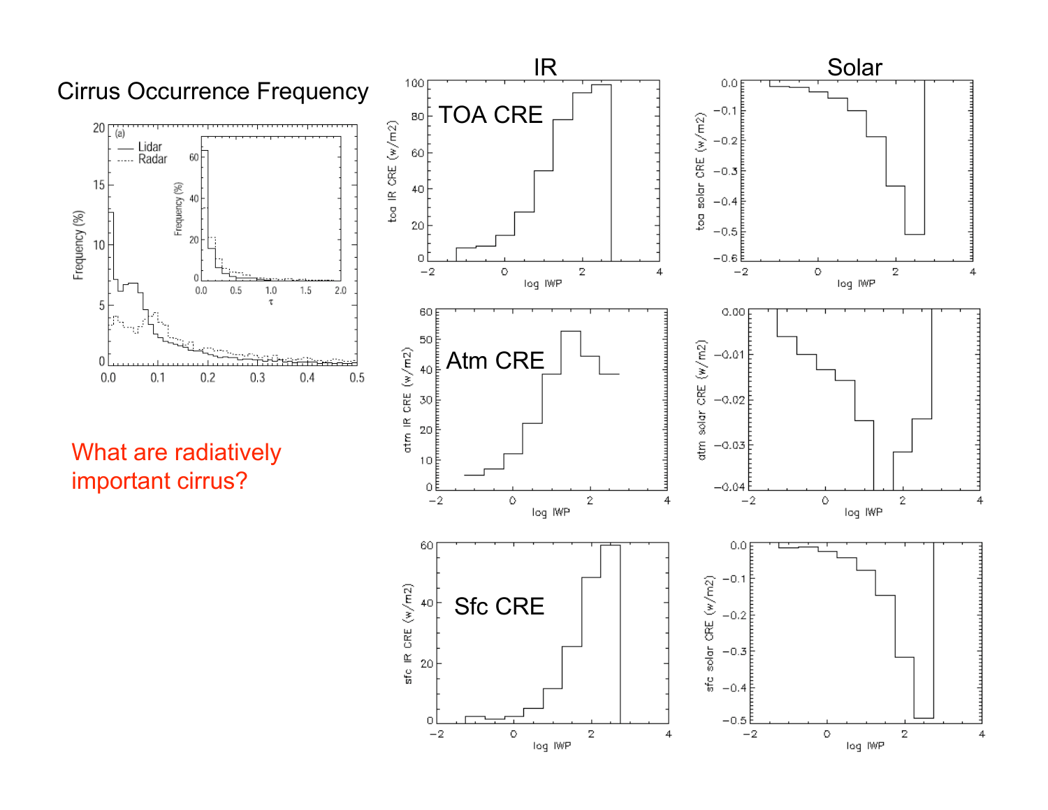## Cirrus Occurrence Frequency

What are radiatively important cirrus?

IR

Solar

TOA CRE

Atm CRE

Sfc CRE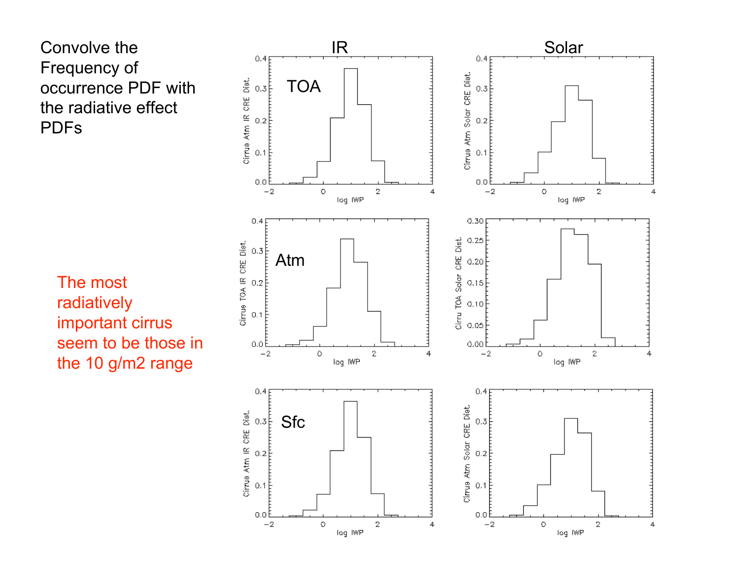Convolve the Frequency of occurrence PDF with the radiative effect PDFs

The most radiatively important cirrus seem to be those in the 10 g/m2 range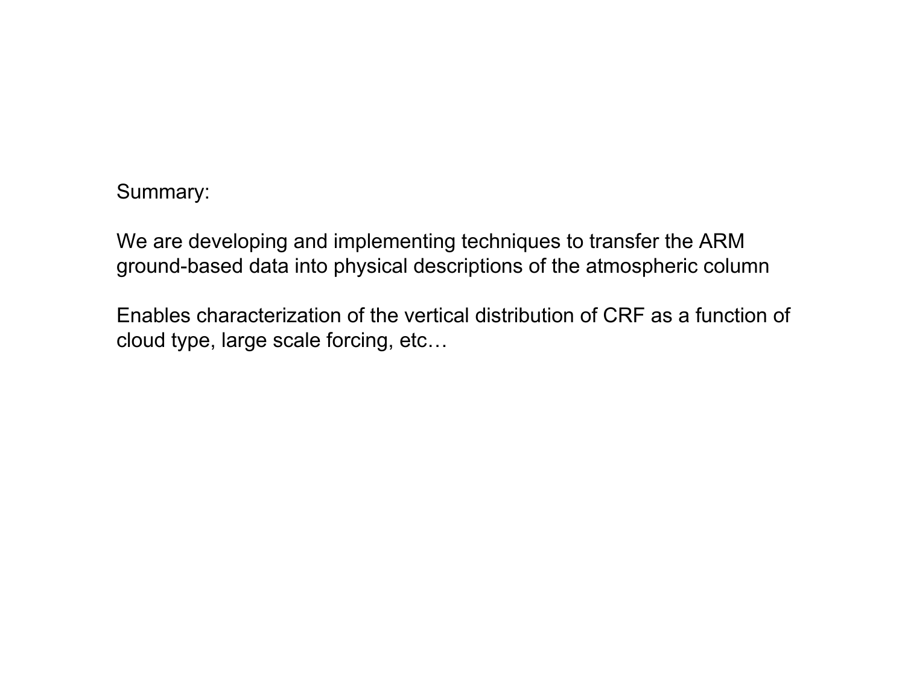Summary:

We are developing and implementing techniques to transfer the ARM ground-based data into physical descriptions of the atmospheric column

Enables characterization of the vertical distribution of CRF as a function of cloud type, large scale forcing, etc…